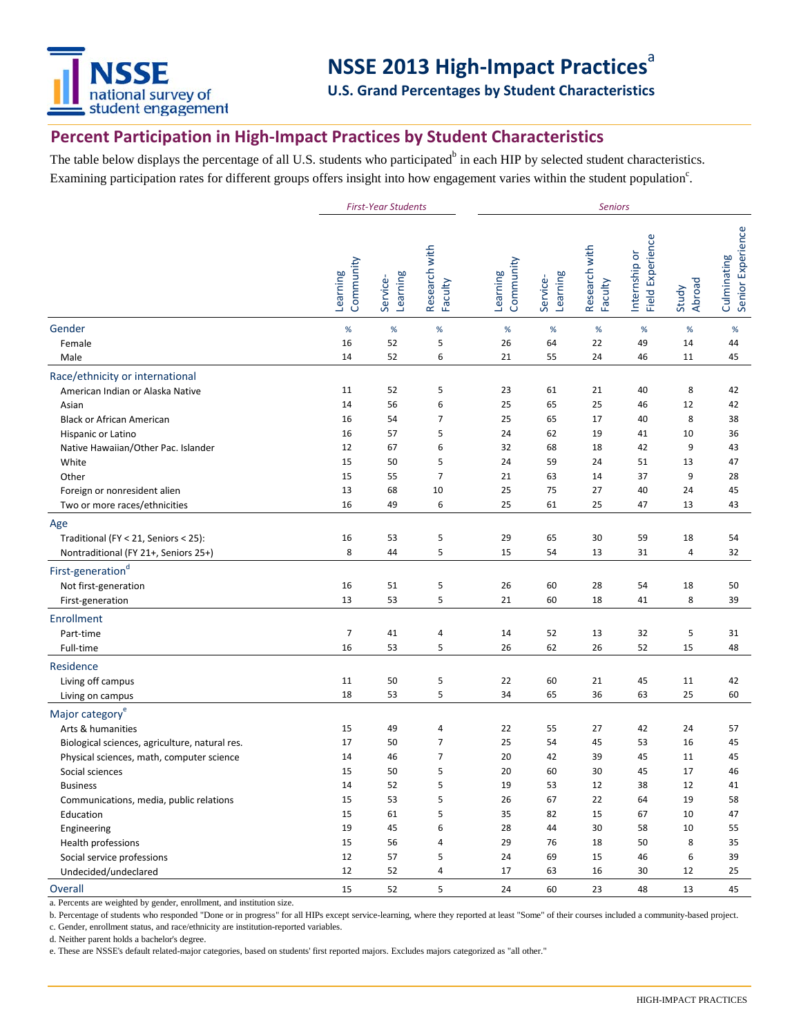# NSSE 2013 High-Impact Practices[a]

## U.S. Grand Percentages by Student Characteristics

## Percent Participation in High-Impact Practices by Student Characteristics

The table below displays the percentage of all U.S. students who participated[b] in each HIP by selected student characteristics. Examining participation rates for different groups offers insight into how engagement varies within the student population[c].

| | *First-Year Students* | | | *Seniors* | | | | | |
|---|---|---|---|---|---|---|---|---|---|
| | Learning Community | Service-Learning | Research with Faculty | Learning Community | Service-Learning | Research with Faculty | Internship or Field Experience | Study Abroad | Culminating Senior Experience |
| **Gender** | % | % | % | % | % | % | % | % | % |
| Female | 16 | 52 | 5 | 26 | 64 | 22 | 49 | 14 | 44 |
| Male | 14 | 52 | 6 | 21 | 55 | 24 | 46 | 11 | 45 |
| **Race/ethnicity or international** | | | | | | | | | |
| American Indian or Alaska Native | 11 | 52 | 5 | 23 | 61 | 21 | 40 | 8 | 42 |
| Asian | 14 | 56 | 6 | 25 | 65 | 25 | 46 | 12 | 42 |
| Black or African American | 16 | 54 | 7 | 25 | 65 | 17 | 40 | 8 | 38 |
| Hispanic or Latino | 16 | 57 | 5 | 24 | 62 | 19 | 41 | 10 | 36 |
| Native Hawaiian/Other Pac. Islander | 12 | 67 | 6 | 32 | 68 | 18 | 42 | 9 | 43 |
| White | 15 | 50 | 5 | 24 | 59 | 24 | 51 | 13 | 47 |
| Other | 15 | 55 | 7 | 21 | 63 | 14 | 37 | 9 | 28 |
| Foreign or nonresident alien | 13 | 68 | 10 | 25 | 75 | 27 | 40 | 24 | 45 |
| Two or more races/ethnicities | 16 | 49 | 6 | 25 | 61 | 25 | 47 | 13 | 43 |
| **Age** | | | | | | | | | |
| Traditional (FY < 21, Seniors < 25): | 16 | 53 | 5 | 29 | 65 | 30 | 59 | 18 | 54 |
| Nontraditional (FY 21+, Seniors 25+) | 8 | 44 | 5 | 15 | 54 | 13 | 31 | 4 | 32 |
| **First-generation[d]** | | | | | | | | | |
| Not first-generation | 16 | 51 | 5 | 26 | 60 | 28 | 54 | 18 | 50 |
| First-generation | 13 | 53 | 5 | 21 | 60 | 18 | 41 | 8 | 39 |
| **Enrollment** | | | | | | | | | |
| Part-time | 7 | 41 | 4 | 14 | 52 | 13 | 32 | 5 | 31 |
| Full-time | 16 | 53 | 5 | 26 | 62 | 26 | 52 | 15 | 48 |
| **Residence** | | | | | | | | | |
| Living off campus | 11 | 50 | 5 | 22 | 60 | 21 | 45 | 11 | 42 |
| Living on campus | 18 | 53 | 5 | 34 | 65 | 36 | 63 | 25 | 60 |
| **Major category[e]** | | | | | | | | | |
| Arts & humanities | 15 | 49 | 4 | 22 | 55 | 27 | 42 | 24 | 57 |
| Biological sciences, agriculture, natural res. | 17 | 50 | 7 | 25 | 54 | 45 | 53 | 16 | 45 |
| Physical sciences, math, computer science | 14 | 46 | 7 | 20 | 42 | 39 | 45 | 11 | 45 |
| Social sciences | 15 | 50 | 5 | 20 | 60 | 30 | 45 | 17 | 46 |
| Business | 14 | 52 | 5 | 19 | 53 | 12 | 38 | 12 | 41 |
| Communications, media, public relations | 15 | 53 | 5 | 26 | 67 | 22 | 64 | 19 | 58 |
| Education | 15 | 61 | 5 | 35 | 82 | 15 | 67 | 10 | 47 |
| Engineering | 19 | 45 | 6 | 28 | 44 | 30 | 58 | 10 | 55 |
| Health professions | 15 | 56 | 4 | 29 | 76 | 18 | 50 | 8 | 35 |
| Social service professions | 12 | 57 | 5 | 24 | 69 | 15 | 46 | 6 | 39 |
| Undecided/undeclared | 12 | 52 | 4 | 17 | 63 | 16 | 30 | 12 | 25 |
| **Overall** | 15 | 52 | 5 | 24 | 60 | 23 | 48 | 13 | 45 |

a. Percents are weighted by gender, enrollment, and institution size.

b. Percentage of students who responded "Done or in progress" for all HIPs except service-learning, where they reported at least "Some" of their courses included a community-based project.

c. Gender, enrollment status, and race/ethnicity are institution-reported variables.

d. Neither parent holds a bachelor's degree.

e. These are NSSE's default related-major categories, based on students' first reported majors. Excludes majors categorized as "all other."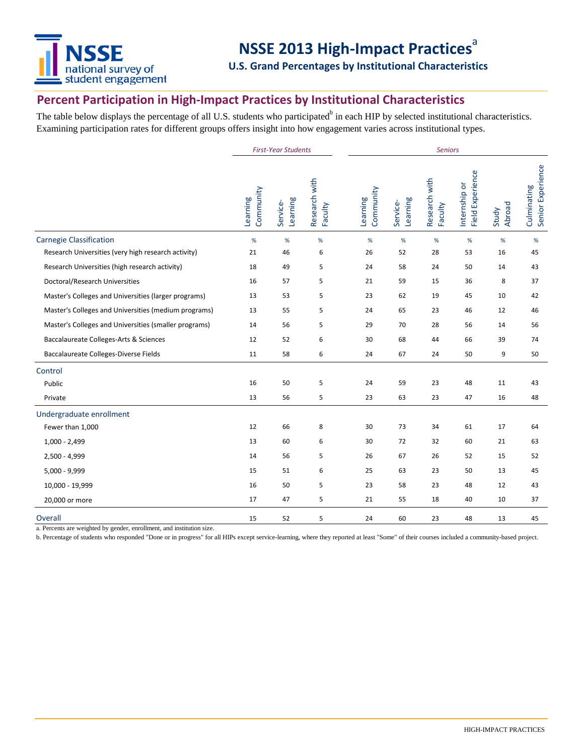# NSSE 2013 High-Impact Practices[a]

## U.S. Grand Percentages by Institutional Characteristics

## Percent Participation in High-Impact Practices by Institutional Characteristics

The table below displays the percentage of all U.S. students who participated[b] in each HIP by selected institutional characteristics. Examining participation rates for different groups offers insight into how engagement varies across institutional types.

| | *First-Year Students* | | | *Seniors* | | | | | |
|---|---|---|---|---|---|---|---|---|---|
| | Learning Community | Service-Learning | Research with Faculty | Learning Community | Service-Learning | Research with Faculty | Internship or Field Experience | Study Abroad | Culminating Senior Experience |
| **Carnegie Classification** | % | % | % | % | % | % | % | % | % |
| Research Universities (very high research activity) | 21 | 46 | 6 | 26 | 52 | 28 | 53 | 16 | 45 |
| Research Universities (high research activity) | 18 | 49 | 5 | 24 | 58 | 24 | 50 | 14 | 43 |
| Doctoral/Research Universities | 16 | 57 | 5 | 21 | 59 | 15 | 36 | 8 | 37 |
| Master's Colleges and Universities (larger programs) | 13 | 53 | 5 | 23 | 62 | 19 | 45 | 10 | 42 |
| Master's Colleges and Universities (medium programs) | 13 | 55 | 5 | 24 | 65 | 23 | 46 | 12 | 46 |
| Master's Colleges and Universities (smaller programs) | 14 | 56 | 5 | 29 | 70 | 28 | 56 | 14 | 56 |
| Baccalaureate Colleges-Arts & Sciences | 12 | 52 | 6 | 30 | 68 | 44 | 66 | 39 | 74 |
| Baccalaureate Colleges-Diverse Fields | 11 | 58 | 6 | 24 | 67 | 24 | 50 | 9 | 50 |
| **Control** | | | | | | | | | |
| Public | 16 | 50 | 5 | 24 | 59 | 23 | 48 | 11 | 43 |
| Private | 13 | 56 | 5 | 23 | 63 | 23 | 47 | 16 | 48 |
| **Undergraduate enrollment** | | | | | | | | | |
| Fewer than 1,000 | 12 | 66 | 8 | 30 | 73 | 34 | 61 | 17 | 64 |
| 1,000 - 2,499 | 13 | 60 | 6 | 30 | 72 | 32 | 60 | 21 | 63 |
| 2,500 - 4,999 | 14 | 56 | 5 | 26 | 67 | 26 | 52 | 15 | 52 |
| 5,000 - 9,999 | 15 | 51 | 6 | 25 | 63 | 23 | 50 | 13 | 45 |
| 10,000 - 19,999 | 16 | 50 | 5 | 23 | 58 | 23 | 48 | 12 | 43 |
| 20,000 or more | 17 | 47 | 5 | 21 | 55 | 18 | 40 | 10 | 37 |
| **Overall** | 15 | 52 | 5 | 24 | 60 | 23 | 48 | 13 | 45 |

a. Percents are weighted by gender, enrollment, and institution size.

b. Percentage of students who responded "Done or in progress" for all HIPs except service-learning, where they reported at least "Some" of their courses included a community-based project.